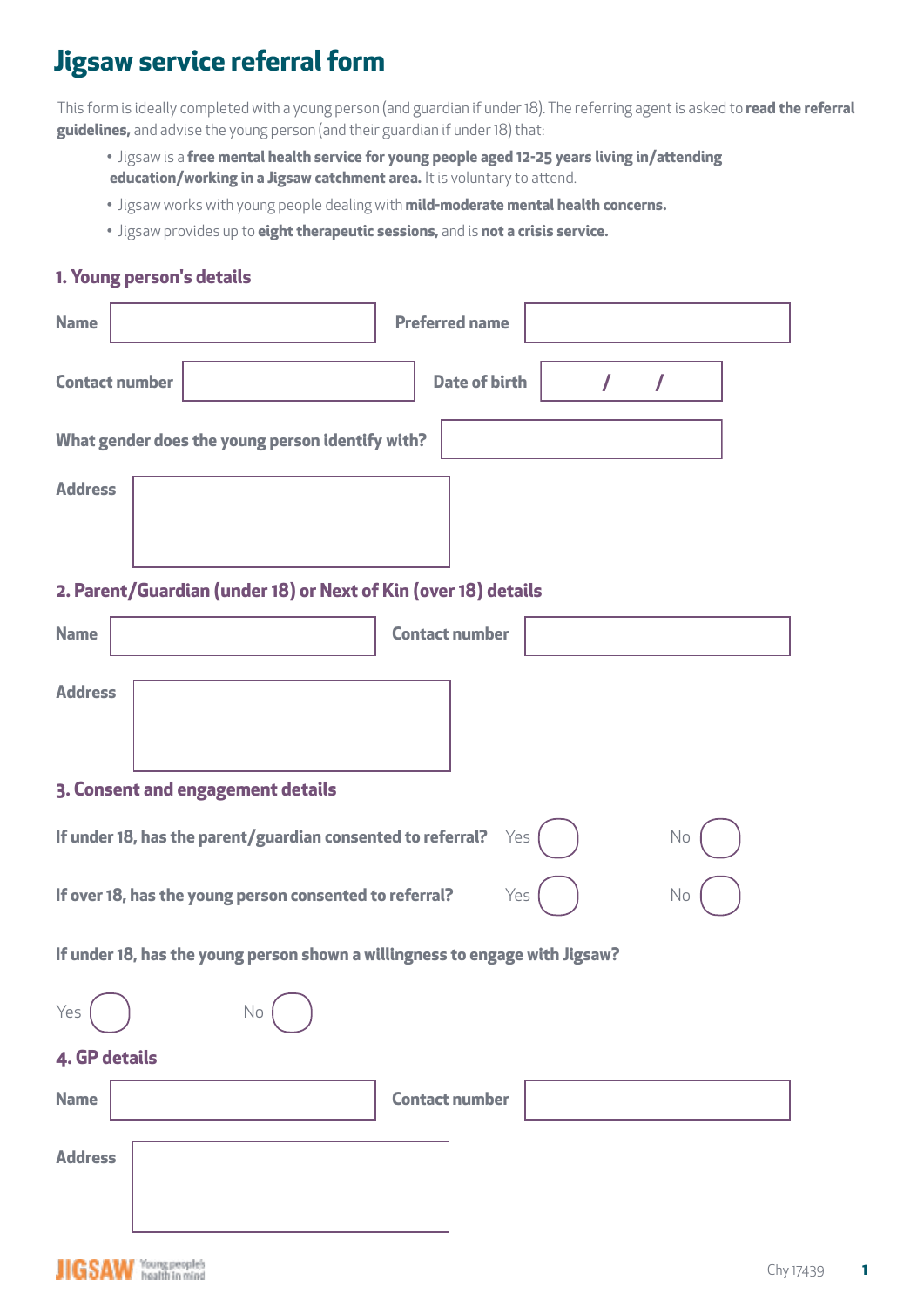# Jigsaw service referral form

This form is ideally completed with a young person (and guardian if under 18). The referring agent is asked to **read the referral guidelines,** and advise the young person (and their guardian if under 18) that:

- Jigsaw is a **free mental health service for young people aged 12-25 years living in/attending education/working in a Jigsaw catchment area.** It is voluntary to attend.
- Jigsaw works with young people dealing with **mild-moderate mental health concerns.**
- Jigsaw provides up to **eight therapeutic sessions,** and is **not a crisis service.**

## 1. Young person's details

**Name** ____________________ **Preferred name** ____________________

**Contact number** ____________________ **Date of birth** / /

**What gender does the young person identify with?** ____________________

**Address** ____________________

## 2. Parent/Guardian (under 18) or Next of Kin (over 18) details

**Name** ____________________ **Contact number** ____________________

**Address** ____________________

## 3. Consent and engagement details

**If under 18, has the parent/guardian consented to referral?** Yes ☐ No ☐

**If over 18, has the young person consented to referral?** Yes ☐ No ☐

**If under 18, has the young person shown a willingness to engage with Jigsaw?**

Yes ☐ No ☐

## 4. GP details

**Name** ____________________ **Contact number** ____________________

**Address** ____________________

JIGSAW Young people's health in mind

Chy 17439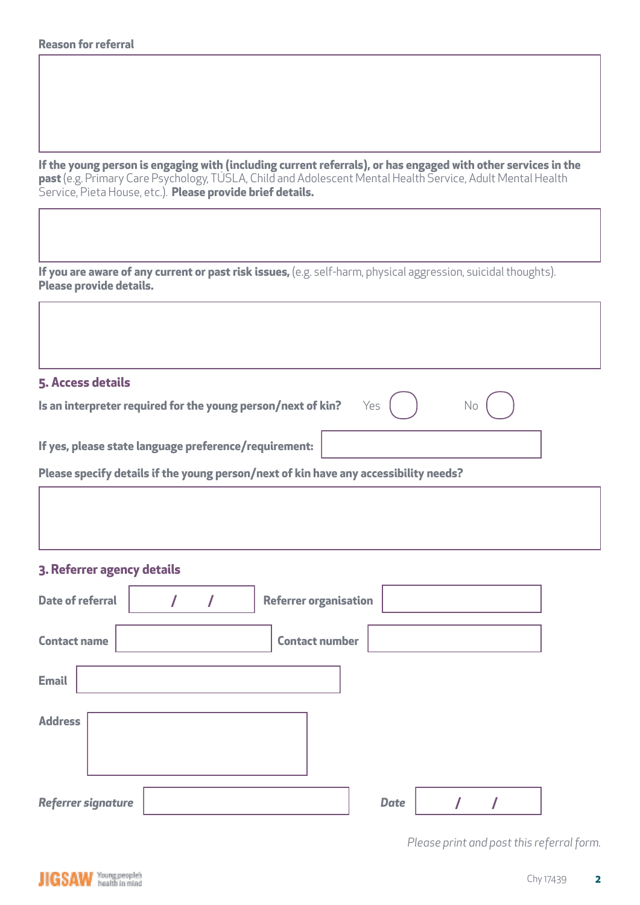**Reason for referral**

**If the young person is engaging with (including current referrals), or has engaged with other services in the past** (e.g. Primary Care Psychology, TÚSLA, Child and Adolescent Mental Health Service, Adult Mental Health Service, Pieta House, etc.). **Please provide brief details.**

**If you are aware of any current or past risk issues,** (e.g. self-harm, physical aggression, suicidal thoughts). **Please provide details.**

## 5. Access details

**Is an interpreter required for the young person/next of kin?** Yes ◯ No ◯

**If yes, please state language preference/requirement:**

**Please specify details if the young person/next of kin have any accessibility needs?**

## 3. Referrer agency details

**Date of referral** / /

**Referrer organisation**

**Contact name**

**Contact number**

**Email**

**Address**

***Referrer signature***

***Date*** / /

*Please print and post this referral form.*

JIGSAW Young people's health in mind

Chy 17439